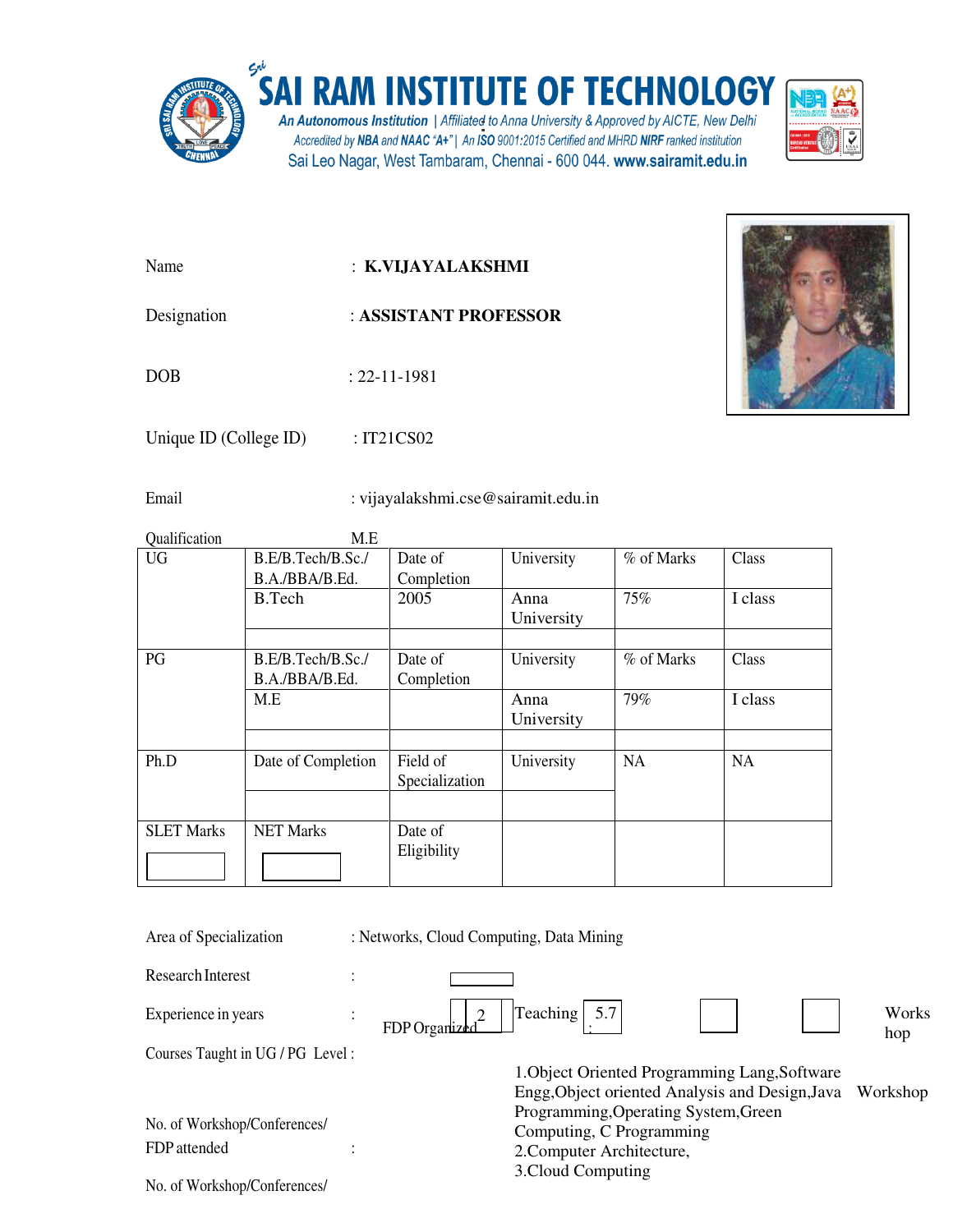# SAI RAM INSTITUTE OF TECHNOLOGY

*An Autonomous Institution | Affiliated to Anna University & Approved by AICTE, New Delhi*
*Accredited by NBA and NAAC "A+" | An ISO 9001:2015 Certified and MHRD NIRF ranked institution*
Sai Leo Nagar, West Tambaram, Chennai - 600 044. **www.sairamit.edu.in**

Name : **K.VIJAYALAKSHMI**

Designation : **ASSISTANT PROFESSOR**

DOB : 22-11-1981

Unique ID (College ID) : IT21CS02

Email : vijayalakshmi.cse@sairamit.edu.in

Qualification M.E

| UG | B.E/B.Tech/B.Sc./ B.A./BBA/B.Ed. | Date of Completion | University | % of Marks | Class |
|---|---|---|---|---|---|
| | B.Tech | 2005 | Anna University | 75% | I class |
| | | | | | |
| PG | B.E/B.Tech/B.Sc./ B.A./BBA/B.Ed. | Date of Completion | University | % of Marks | Class |
| | M.E | | Anna University | 79% | I class |
| | | | | | |
| Ph.D | Date of Completion | Field of Specialization | University | NA | NA |
| | | | | | |
| SLET Marks | NET Marks | Date of Eligibility | | | |

Area of Specialization : Networks, Cloud Computing, Data Mining

Research Interest :

Experience in years : Teaching : 5.7

FDP Organized : 2

Workshop

Courses Taught in UG / PG Level : 1.Object Oriented Programming Lang,Software Engg,Object oriented Analysis and Design,Java Programming,Operating System,Green Computing, C Programming 2.Computer Architecture, 3.Cloud Computing

No. of Workshop/Conferences/ FDP attended : Workshop

No. of Workshop/Conferences/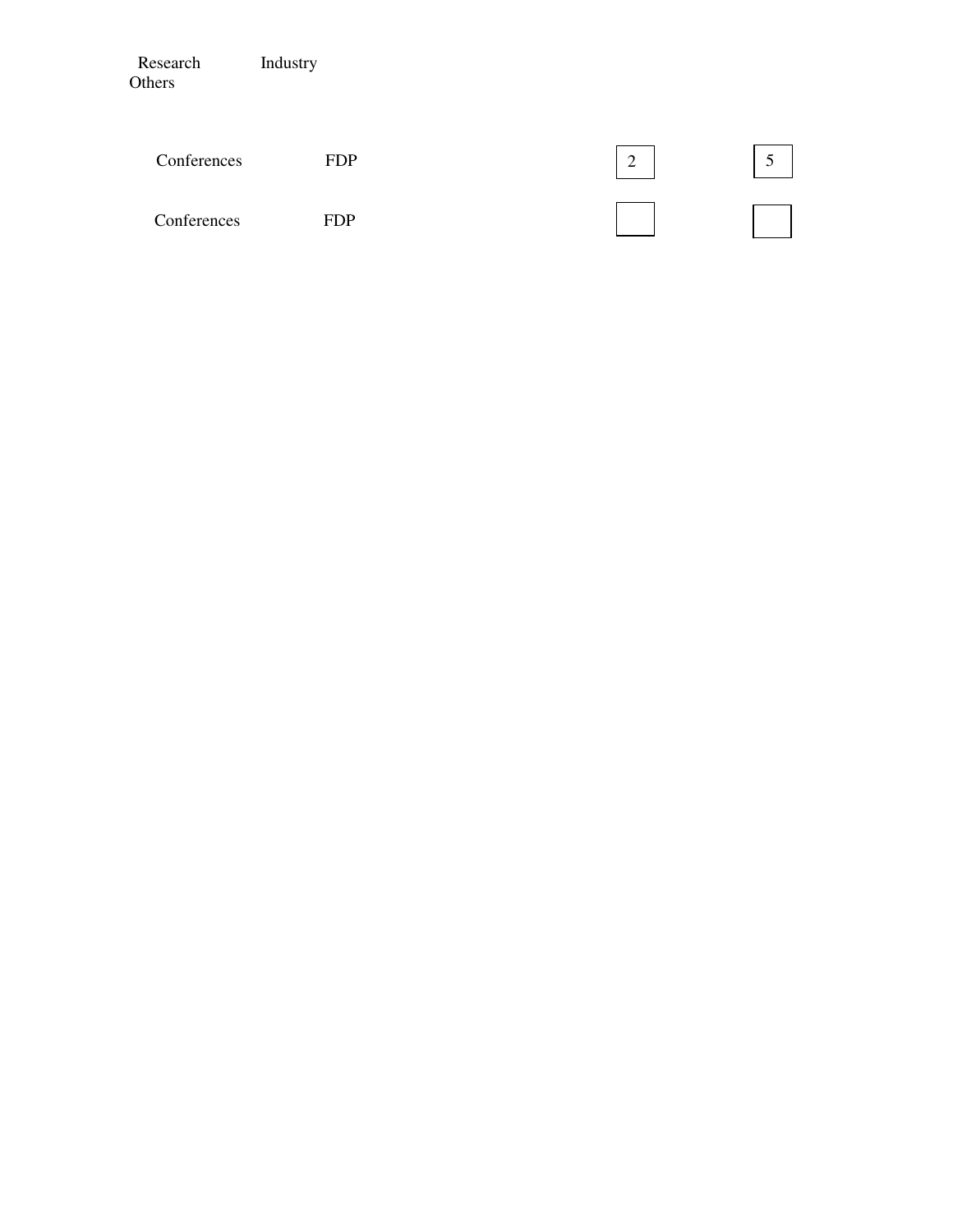Research Industry
Others

| | | | |
|---|---|---|---|
| Conferences | FDP | 2 | 5 |
| Conferences | FDP | | |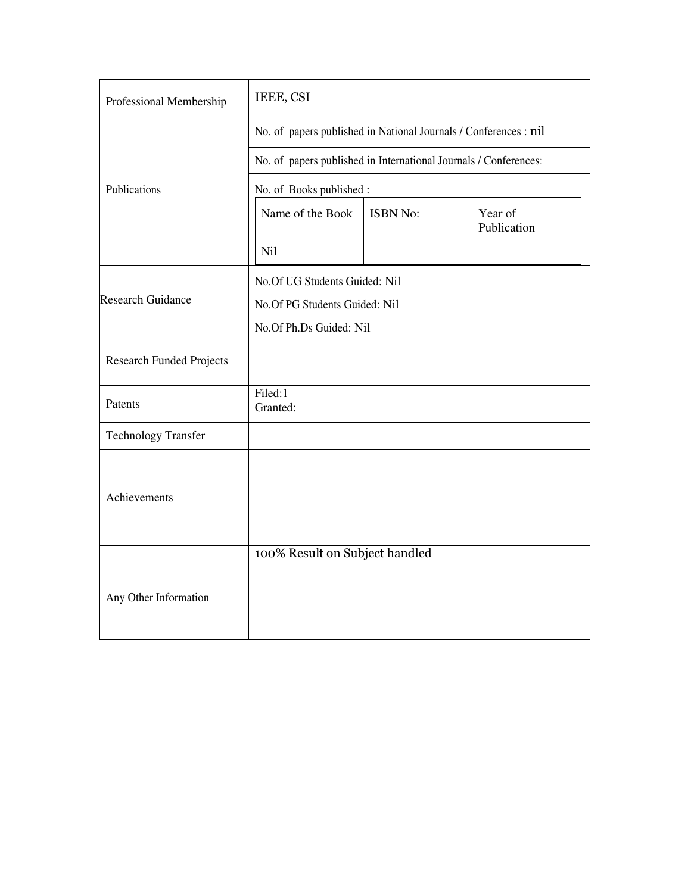| | |
|---|---|
| Professional Membership | IEEE, CSI |
| Publications | No. of papers published in National Journals / Conferences : nil<br>No. of papers published in International Journals / Conferences:<br>No. of Books published :<br>Name of the Book / ISBN No: / Year of Publication<br>Nil |
| Research Guidance | No.Of UG Students Guided: Nil<br>No.Of PG Students Guided: Nil<br>No.Of Ph.Ds Guided: Nil |
| Research Funded Projects | |
| Patents | Filed:1<br>Granted: |
| Technology Transfer | |
| Achievements | |
| Any Other Information | 100% Result on Subject handled |